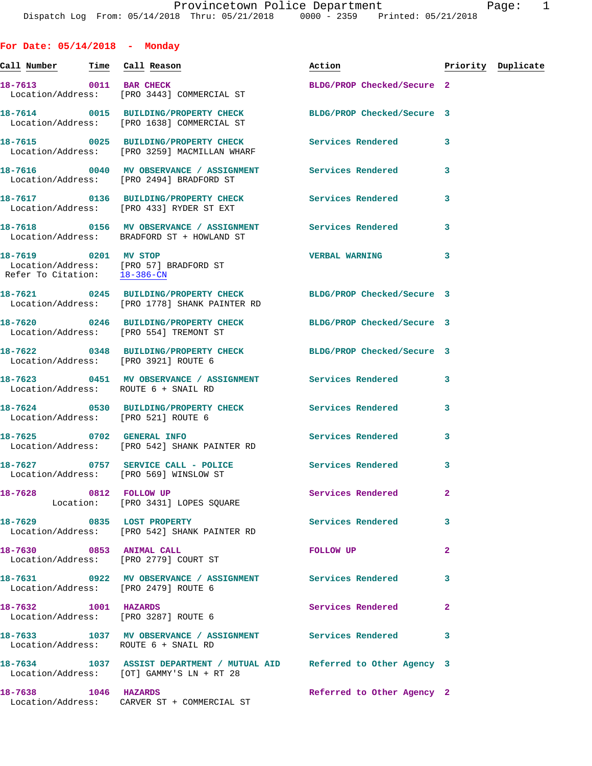Provincetown Police Department
Dispatch Log From: 05/14/2018 Thru: 05/21/2018 0000 - 2359 Printed: 05/21/2018

## For Date: 05/14/2018 - Monday

| Call Number | Time | Call Reason | Action | Priority | Duplicate |
|---|---|---|---|---|---|
| 18-7613 | 0011 | BAR CHECK | BLDG/PROP Checked/Secure | 2 | |
| Location/Address: | | [PRO 3443] COMMERCIAL ST | | | |
| 18-7614 | 0015 | BUILDING/PROPERTY CHECK | BLDG/PROP Checked/Secure | 3 | |
| Location/Address: | | [PRO 1638] COMMERCIAL ST | | | |
| 18-7615 | 0025 | BUILDING/PROPERTY CHECK | Services Rendered | 3 | |
| Location/Address: | | [PRO 3259] MACMILLAN WHARF | | | |
| 18-7616 | 0040 | MV OBSERVANCE / ASSIGNMENT | Services Rendered | 3 | |
| Location/Address: | | [PRO 2494] BRADFORD ST | | | |
| 18-7617 | 0136 | BUILDING/PROPERTY CHECK | Services Rendered | 3 | |
| Location/Address: | | [PRO 433] RYDER ST EXT | | | |
| 18-7618 | 0156 | MV OBSERVANCE / ASSIGNMENT | Services Rendered | 3 | |
| Location/Address: | | BRADFORD ST + HOWLAND ST | | | |
| 18-7619 | 0201 | MV STOP | VERBAL WARNING | 3 | |
| Location/Address: | | [PRO 57] BRADFORD ST | | | |
| Refer To Citation: | | 18-386-CN | | | |
| 18-7621 | 0245 | BUILDING/PROPERTY CHECK | BLDG/PROP Checked/Secure | 3 | |
| Location/Address: | | [PRO 1778] SHANK PAINTER RD | | | |
| 18-7620 | 0246 | BUILDING/PROPERTY CHECK | BLDG/PROP Checked/Secure | 3 | |
| Location/Address: | | [PRO 554] TREMONT ST | | | |
| 18-7622 | 0348 | BUILDING/PROPERTY CHECK | BLDG/PROP Checked/Secure | 3 | |
| Location/Address: | | [PRO 3921] ROUTE 6 | | | |
| 18-7623 | 0451 | MV OBSERVANCE / ASSIGNMENT | Services Rendered | 3 | |
| Location/Address: | | ROUTE 6 + SNAIL RD | | | |
| 18-7624 | 0530 | BUILDING/PROPERTY CHECK | Services Rendered | 3 | |
| Location/Address: | | [PRO 521] ROUTE 6 | | | |
| 18-7625 | 0702 | GENERAL INFO | Services Rendered | 3 | |
| Location/Address: | | [PRO 542] SHANK PAINTER RD | | | |
| 18-7627 | 0757 | SERVICE CALL - POLICE | Services Rendered | 3 | |
| Location/Address: | | [PRO 569] WINSLOW ST | | | |
| 18-7628 | 0812 | FOLLOW UP | Services Rendered | 2 | |
| Location: | | [PRO 3431] LOPES SQUARE | | | |
| 18-7629 | 0835 | LOST PROPERTY | Services Rendered | 3 | |
| Location/Address: | | [PRO 542] SHANK PAINTER RD | | | |
| 18-7630 | 0853 | ANIMAL CALL | FOLLOW UP | 2 | |
| Location/Address: | | [PRO 2779] COURT ST | | | |
| 18-7631 | 0922 | MV OBSERVANCE / ASSIGNMENT | Services Rendered | 3 | |
| Location/Address: | | [PRO 2479] ROUTE 6 | | | |
| 18-7632 | 1001 | HAZARDS | Services Rendered | 2 | |
| Location/Address: | | [PRO 3287] ROUTE 6 | | | |
| 18-7633 | 1037 | MV OBSERVANCE / ASSIGNMENT | Services Rendered | 3 | |
| Location/Address: | | ROUTE 6 + SNAIL RD | | | |
| 18-7634 | 1037 | ASSIST DEPARTMENT / MUTUAL AID | Referred to Other Agency | 3 | |
| Location/Address: | | [OT] GAMMY'S LN + RT 28 | | | |
| 18-7638 | 1046 | HAZARDS | Referred to Other Agency | 2 | |
| Location/Address: | | CARVER ST + COMMERCIAL ST | | | |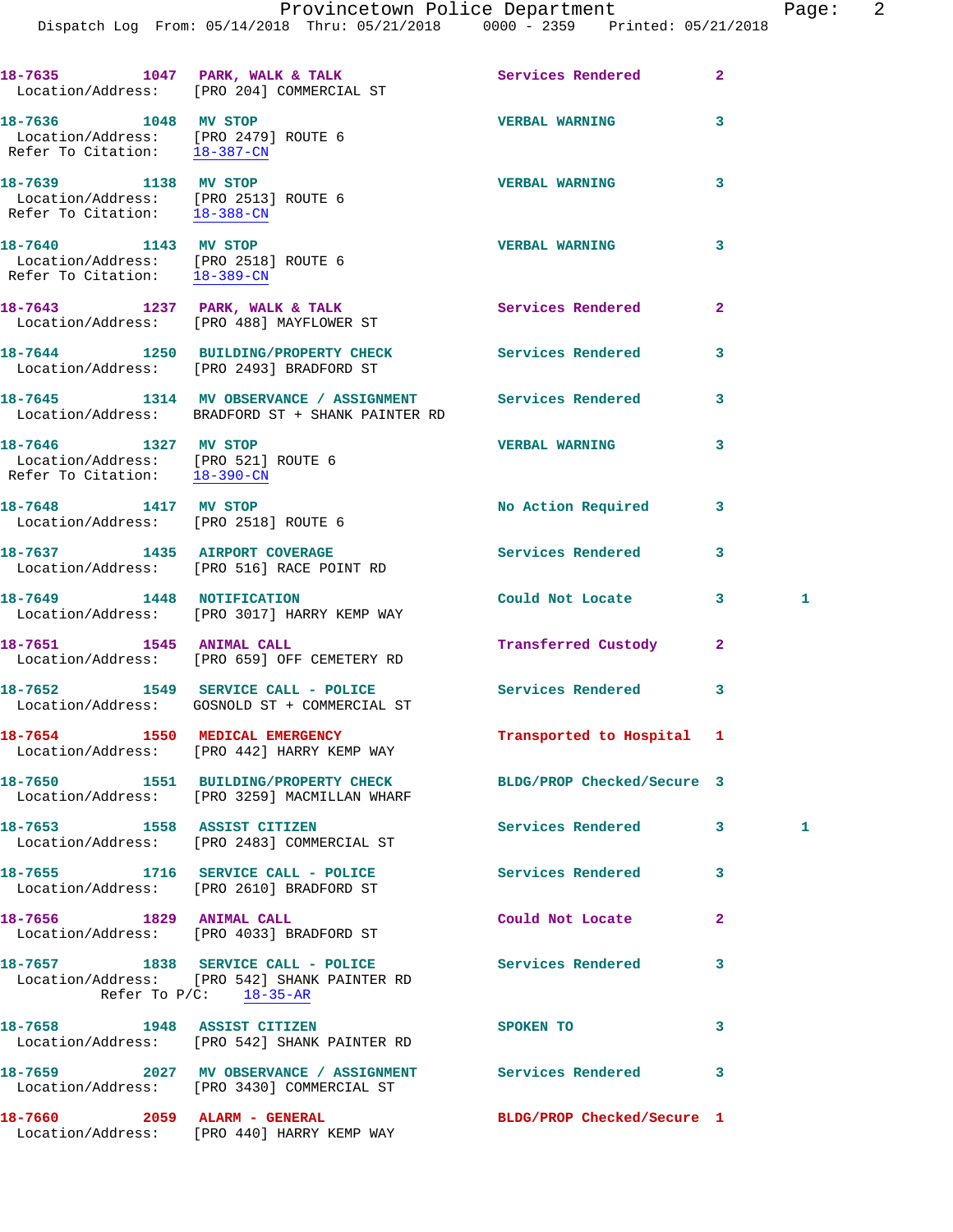18-7635 1047 PARK, WALK & TALK Services Rendered 2
Location/Address: [PRO 204] COMMERCIAL ST

18-7636 1048 MV STOP VERBAL WARNING 3
Location/Address: [PRO 2479] ROUTE 6
Refer To Citation: 18-387-CN

18-7639 1138 MV STOP VERBAL WARNING 3
Location/Address: [PRO 2513] ROUTE 6
Refer To Citation: 18-388-CN

18-7640 1143 MV STOP VERBAL WARNING 3
Location/Address: [PRO 2518] ROUTE 6
Refer To Citation: 18-389-CN

18-7643 1237 PARK, WALK & TALK Services Rendered 2
Location/Address: [PRO 488] MAYFLOWER ST

18-7644 1250 BUILDING/PROPERTY CHECK Services Rendered 3
Location/Address: [PRO 2493] BRADFORD ST

18-7645 1314 MV OBSERVANCE / ASSIGNMENT Services Rendered 3
Location/Address: BRADFORD ST + SHANK PAINTER RD

18-7646 1327 MV STOP VERBAL WARNING 3
Location/Address: [PRO 521] ROUTE 6
Refer To Citation: 18-390-CN

18-7648 1417 MV STOP No Action Required 3
Location/Address: [PRO 2518] ROUTE 6

18-7637 1435 AIRPORT COVERAGE Services Rendered 3
Location/Address: [PRO 516] RACE POINT RD

18-7649 1448 NOTIFICATION Could Not Locate 3 1
Location/Address: [PRO 3017] HARRY KEMP WAY

18-7651 1545 ANIMAL CALL Transferred Custody 2
Location/Address: [PRO 659] OFF CEMETERY RD

18-7652 1549 SERVICE CALL - POLICE Services Rendered 3
Location/Address: GOSNOLD ST + COMMERCIAL ST

18-7654 1550 MEDICAL EMERGENCY Transported to Hospital 1
Location/Address: [PRO 442] HARRY KEMP WAY

18-7650 1551 BUILDING/PROPERTY CHECK BLDG/PROP Checked/Secure 3
Location/Address: [PRO 3259] MACMILLAN WHARF

18-7653 1558 ASSIST CITIZEN Services Rendered 3 1
Location/Address: [PRO 2483] COMMERCIAL ST

18-7655 1716 SERVICE CALL - POLICE Services Rendered 3
Location/Address: [PRO 2610] BRADFORD ST

18-7656 1829 ANIMAL CALL Could Not Locate 2
Location/Address: [PRO 4033] BRADFORD ST

18-7657 1838 SERVICE CALL - POLICE Services Rendered 3
Location/Address: [PRO 542] SHANK PAINTER RD
Refer To P/C: 18-35-AR

18-7658 1948 ASSIST CITIZEN SPOKEN TO 3
Location/Address: [PRO 542] SHANK PAINTER RD

18-7659 2027 MV OBSERVANCE / ASSIGNMENT Services Rendered 3
Location/Address: [PRO 3430] COMMERCIAL ST

18-7660 2059 ALARM - GENERAL BLDG/PROP Checked/Secure 1
Location/Address: [PRO 440] HARRY KEMP WAY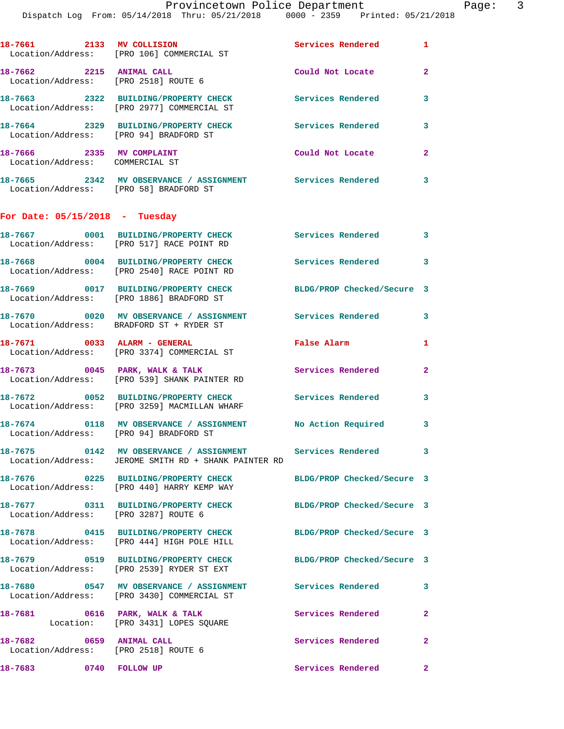18-7661 2133 **MV COLLISION** Services Rendered 1
Location/Address: [PRO 106] COMMERCIAL ST

18-7662 2215 **ANIMAL CALL** Could Not Locate 2
Location/Address: [PRO 2518] ROUTE 6

18-7663 2322 **BUILDING/PROPERTY CHECK** Services Rendered 3
Location/Address: [PRO 2977] COMMERCIAL ST

18-7664 2329 **BUILDING/PROPERTY CHECK** Services Rendered 3
Location/Address: [PRO 94] BRADFORD ST

18-7666 2335 **MV COMPLAINT** Could Not Locate 2
Location/Address: COMMERCIAL ST

18-7665 2342 **MV OBSERVANCE / ASSIGNMENT** Services Rendered 3
Location/Address: [PRO 58] BRADFORD ST

## For Date: 05/15/2018 - Tuesday

18-7667 0001 **BUILDING/PROPERTY CHECK** Services Rendered 3
Location/Address: [PRO 517] RACE POINT RD

18-7668 0004 **BUILDING/PROPERTY CHECK** Services Rendered 3
Location/Address: [PRO 2540] RACE POINT RD

18-7669 0017 **BUILDING/PROPERTY CHECK** BLDG/PROP Checked/Secure 3
Location/Address: [PRO 1886] BRADFORD ST

18-7670 0020 **MV OBSERVANCE / ASSIGNMENT** Services Rendered 3
Location/Address: BRADFORD ST + RYDER ST

18-7671 0033 **ALARM - GENERAL** False Alarm 1
Location/Address: [PRO 3374] COMMERCIAL ST

18-7673 0045 **PARK, WALK & TALK** Services Rendered 2
Location/Address: [PRO 539] SHANK PAINTER RD

18-7672 0052 **BUILDING/PROPERTY CHECK** Services Rendered 3
Location/Address: [PRO 3259] MACMILLAN WHARF

18-7674 0118 **MV OBSERVANCE / ASSIGNMENT** No Action Required 3
Location/Address: [PRO 94] BRADFORD ST

18-7675 0142 **MV OBSERVANCE / ASSIGNMENT** Services Rendered 3
Location/Address: JEROME SMITH RD + SHANK PAINTER RD

18-7676 0225 **BUILDING/PROPERTY CHECK** BLDG/PROP Checked/Secure 3
Location/Address: [PRO 440] HARRY KEMP WAY

18-7677 0311 **BUILDING/PROPERTY CHECK** BLDG/PROP Checked/Secure 3
Location/Address: [PRO 3287] ROUTE 6

18-7678 0415 **BUILDING/PROPERTY CHECK** BLDG/PROP Checked/Secure 3
Location/Address: [PRO 444] HIGH POLE HILL

18-7679 0519 **BUILDING/PROPERTY CHECK** BLDG/PROP Checked/Secure 3
Location/Address: [PRO 2539] RYDER ST EXT

18-7680 0547 **MV OBSERVANCE / ASSIGNMENT** Services Rendered 3
Location/Address: [PRO 3430] COMMERCIAL ST

18-7681 0616 **PARK, WALK & TALK** Services Rendered 2
Location: [PRO 3431] LOPES SQUARE

18-7682 0659 **ANIMAL CALL** Services Rendered 2
Location/Address: [PRO 2518] ROUTE 6

18-7683 0740 **FOLLOW UP** Services Rendered 2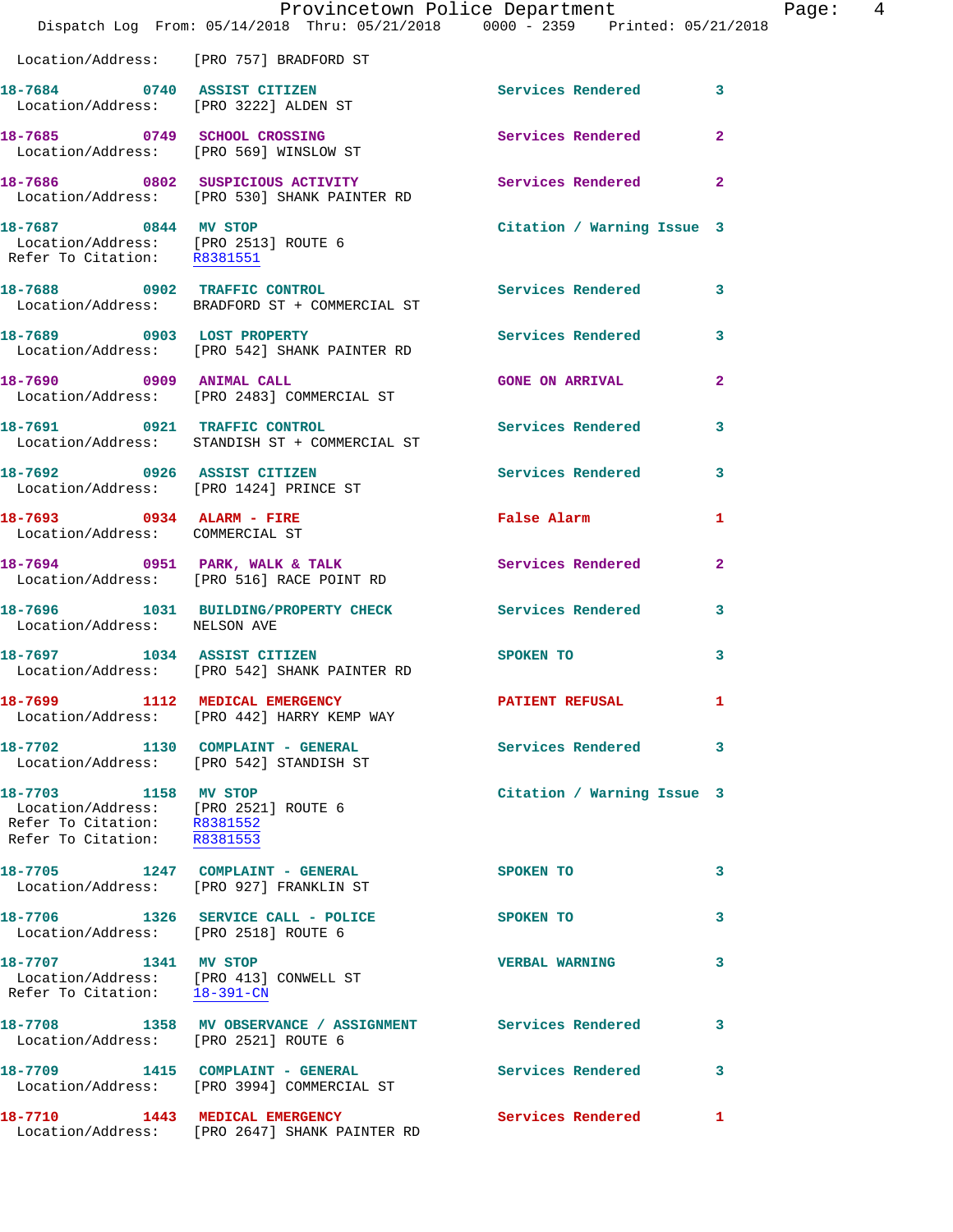Location/Address: [PRO 757] BRADFORD ST

18-7684 0740 ASSIST CITIZEN Services Rendered 3
Location/Address: [PRO 3222] ALDEN ST

18-7685 0749 SCHOOL CROSSING Services Rendered 2
Location/Address: [PRO 569] WINSLOW ST

18-7686 0802 SUSPICIOUS ACTIVITY Services Rendered 2
Location/Address: [PRO 530] SHANK PAINTER RD

18-7687 0844 MV STOP Citation / Warning Issue 3
Location/Address: [PRO 2513] ROUTE 6
Refer To Citation: R8381551

18-7688 0902 TRAFFIC CONTROL Services Rendered 3
Location/Address: BRADFORD ST + COMMERCIAL ST

18-7689 0903 LOST PROPERTY Services Rendered 3
Location/Address: [PRO 542] SHANK PAINTER RD

18-7690 0909 ANIMAL CALL GONE ON ARRIVAL 2
Location/Address: [PRO 2483] COMMERCIAL ST

18-7691 0921 TRAFFIC CONTROL Services Rendered 3
Location/Address: STANDISH ST + COMMERCIAL ST

18-7692 0926 ASSIST CITIZEN Services Rendered 3
Location/Address: [PRO 1424] PRINCE ST

18-7693 0934 ALARM - FIRE False Alarm 1
Location/Address: COMMERCIAL ST

18-7694 0951 PARK, WALK & TALK Services Rendered 2
Location/Address: [PRO 516] RACE POINT RD

18-7696 1031 BUILDING/PROPERTY CHECK Services Rendered 3
Location/Address: NELSON AVE

18-7697 1034 ASSIST CITIZEN SPOKEN TO 3
Location/Address: [PRO 542] SHANK PAINTER RD

18-7699 1112 MEDICAL EMERGENCY PATIENT REFUSAL 1
Location/Address: [PRO 442] HARRY KEMP WAY

18-7702 1130 COMPLAINT - GENERAL Services Rendered 3
Location/Address: [PRO 542] STANDISH ST

18-7703 1158 MV STOP Citation / Warning Issue 3
Location/Address: [PRO 2521] ROUTE 6
Refer To Citation: R8381552
Refer To Citation: R8381553

18-7705 1247 COMPLAINT - GENERAL SPOKEN TO 3
Location/Address: [PRO 927] FRANKLIN ST

18-7706 1326 SERVICE CALL - POLICE SPOKEN TO 3
Location/Address: [PRO 2518] ROUTE 6

18-7707 1341 MV STOP VERBAL WARNING 3
Location/Address: [PRO 413] CONWELL ST
Refer To Citation: 18-391-CN

18-7708 1358 MV OBSERVANCE / ASSIGNMENT Services Rendered 3
Location/Address: [PRO 2521] ROUTE 6

18-7709 1415 COMPLAINT - GENERAL Services Rendered 3
Location/Address: [PRO 3994] COMMERCIAL ST

18-7710 1443 MEDICAL EMERGENCY Services Rendered 1
Location/Address: [PRO 2647] SHANK PAINTER RD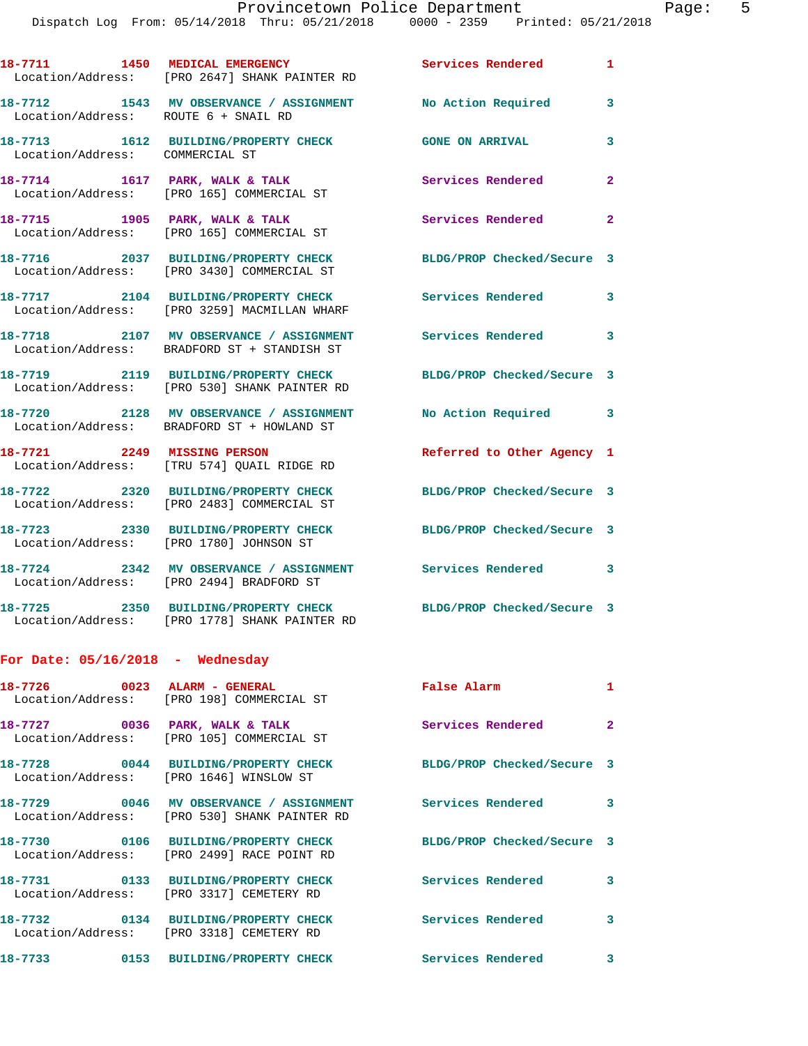18-7711 1450 MEDICAL EMERGENCY Services Rendered 1
Location/Address: [PRO 2647] SHANK PAINTER RD

18-7712 1543 MV OBSERVANCE / ASSIGNMENT No Action Required 3
Location/Address: ROUTE 6 + SNAIL RD

18-7713 1612 BUILDING/PROPERTY CHECK GONE ON ARRIVAL 3
Location/Address: COMMERCIAL ST

18-7714 1617 PARK, WALK & TALK Services Rendered 2
Location/Address: [PRO 165] COMMERCIAL ST

18-7715 1905 PARK, WALK & TALK Services Rendered 2
Location/Address: [PRO 165] COMMERCIAL ST

18-7716 2037 BUILDING/PROPERTY CHECK BLDG/PROP Checked/Secure 3
Location/Address: [PRO 3430] COMMERCIAL ST

18-7717 2104 BUILDING/PROPERTY CHECK Services Rendered 3
Location/Address: [PRO 3259] MACMILLAN WHARF

18-7718 2107 MV OBSERVANCE / ASSIGNMENT Services Rendered 3
Location/Address: BRADFORD ST + STANDISH ST

18-7719 2119 BUILDING/PROPERTY CHECK BLDG/PROP Checked/Secure 3
Location/Address: [PRO 530] SHANK PAINTER RD

18-7720 2128 MV OBSERVANCE / ASSIGNMENT No Action Required 3
Location/Address: BRADFORD ST + HOWLAND ST

18-7721 2249 MISSING PERSON Referred to Other Agency 1
Location/Address: [TRU 574] QUAIL RIDGE RD

18-7722 2320 BUILDING/PROPERTY CHECK BLDG/PROP Checked/Secure 3
Location/Address: [PRO 2483] COMMERCIAL ST

18-7723 2330 BUILDING/PROPERTY CHECK BLDG/PROP Checked/Secure 3
Location/Address: [PRO 1780] JOHNSON ST

18-7724 2342 MV OBSERVANCE / ASSIGNMENT Services Rendered 3
Location/Address: [PRO 2494] BRADFORD ST

18-7725 2350 BUILDING/PROPERTY CHECK BLDG/PROP Checked/Secure 3
Location/Address: [PRO 1778] SHANK PAINTER RD

## For Date: 05/16/2018 - Wednesday

18-7726 0023 ALARM - GENERAL False Alarm 1
Location/Address: [PRO 198] COMMERCIAL ST

18-7727 0036 PARK, WALK & TALK Services Rendered 2
Location/Address: [PRO 105] COMMERCIAL ST

18-7728 0044 BUILDING/PROPERTY CHECK BLDG/PROP Checked/Secure 3
Location/Address: [PRO 1646] WINSLOW ST

18-7729 0046 MV OBSERVANCE / ASSIGNMENT Services Rendered 3
Location/Address: [PRO 530] SHANK PAINTER RD

18-7730 0106 BUILDING/PROPERTY CHECK BLDG/PROP Checked/Secure 3
Location/Address: [PRO 2499] RACE POINT RD

18-7731 0133 BUILDING/PROPERTY CHECK Services Rendered 3
Location/Address: [PRO 3317] CEMETERY RD

18-7732 0134 BUILDING/PROPERTY CHECK Services Rendered 3
Location/Address: [PRO 3318] CEMETERY RD

18-7733 0153 BUILDING/PROPERTY CHECK Services Rendered 3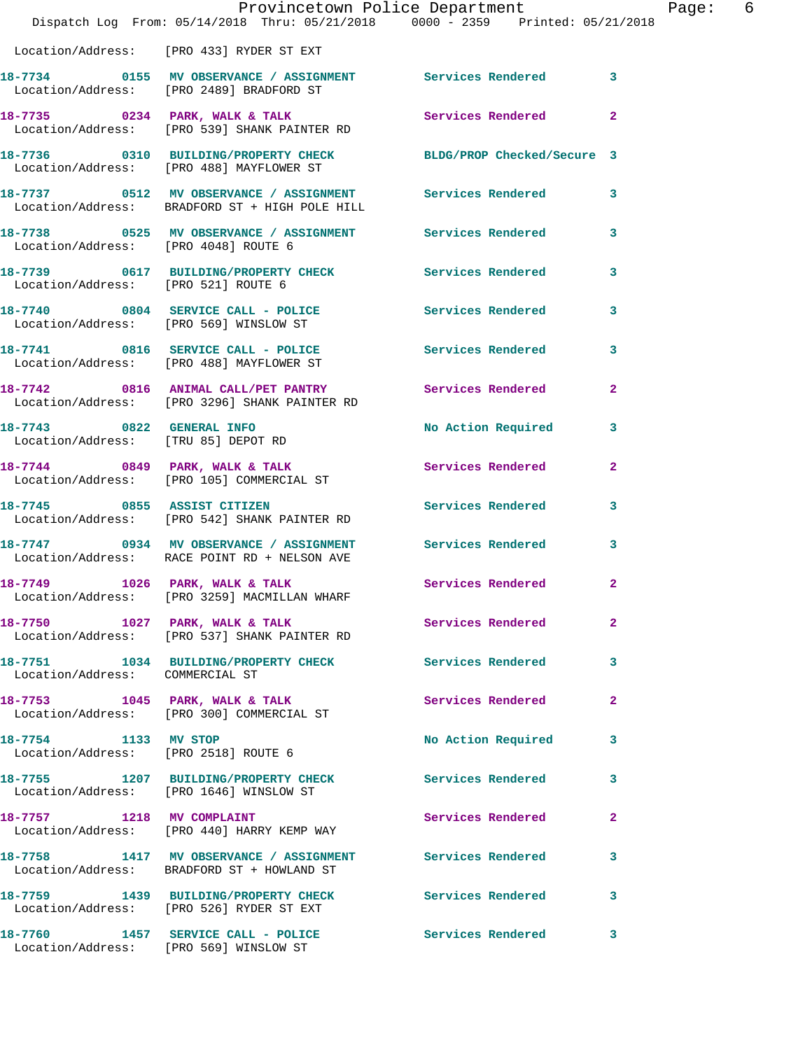Location/Address: [PRO 433] RYDER ST EXT

| Call # | Time | Call Reason | Action | Priority |
|---|---|---|---|---|
| 18-7734 | 0155 | MV OBSERVANCE / ASSIGNMENT | Services Rendered | 3 |
| | | Location/Address: [PRO 2489] BRADFORD ST | | |
| 18-7735 | 0234 | PARK, WALK & TALK | Services Rendered | 2 |
| | | Location/Address: [PRO 539] SHANK PAINTER RD | | |
| 18-7736 | 0310 | BUILDING/PROPERTY CHECK | BLDG/PROP Checked/Secure | 3 |
| | | Location/Address: [PRO 488] MAYFLOWER ST | | |
| 18-7737 | 0512 | MV OBSERVANCE / ASSIGNMENT | Services Rendered | 3 |
| | | Location/Address: BRADFORD ST + HIGH POLE HILL | | |
| 18-7738 | 0525 | MV OBSERVANCE / ASSIGNMENT | Services Rendered | 3 |
| | | Location/Address: [PRO 4048] ROUTE 6 | | |
| 18-7739 | 0617 | BUILDING/PROPERTY CHECK | Services Rendered | 3 |
| | | Location/Address: [PRO 521] ROUTE 6 | | |
| 18-7740 | 0804 | SERVICE CALL - POLICE | Services Rendered | 3 |
| | | Location/Address: [PRO 569] WINSLOW ST | | |
| 18-7741 | 0816 | SERVICE CALL - POLICE | Services Rendered | 3 |
| | | Location/Address: [PRO 488] MAYFLOWER ST | | |
| 18-7742 | 0816 | ANIMAL CALL/PET PANTRY | Services Rendered | 2 |
| | | Location/Address: [PRO 3296] SHANK PAINTER RD | | |
| 18-7743 | 0822 | GENERAL INFO | No Action Required | 3 |
| | | Location/Address: [TRU 85] DEPOT RD | | |
| 18-7744 | 0849 | PARK, WALK & TALK | Services Rendered | 2 |
| | | Location/Address: [PRO 105] COMMERCIAL ST | | |
| 18-7745 | 0855 | ASSIST CITIZEN | Services Rendered | 3 |
| | | Location/Address: [PRO 542] SHANK PAINTER RD | | |
| 18-7747 | 0934 | MV OBSERVANCE / ASSIGNMENT | Services Rendered | 3 |
| | | Location/Address: RACE POINT RD + NELSON AVE | | |
| 18-7749 | 1026 | PARK, WALK & TALK | Services Rendered | 2 |
| | | Location/Address: [PRO 3259] MACMILLAN WHARF | | |
| 18-7750 | 1027 | PARK, WALK & TALK | Services Rendered | 2 |
| | | Location/Address: [PRO 537] SHANK PAINTER RD | | |
| 18-7751 | 1034 | BUILDING/PROPERTY CHECK | Services Rendered | 3 |
| | | Location/Address: COMMERCIAL ST | | |
| 18-7753 | 1045 | PARK, WALK & TALK | Services Rendered | 2 |
| | | Location/Address: [PRO 300] COMMERCIAL ST | | |
| 18-7754 | 1133 | MV STOP | No Action Required | 3 |
| | | Location/Address: [PRO 2518] ROUTE 6 | | |
| 18-7755 | 1207 | BUILDING/PROPERTY CHECK | Services Rendered | 3 |
| | | Location/Address: [PRO 1646] WINSLOW ST | | |
| 18-7757 | 1218 | MV COMPLAINT | Services Rendered | 2 |
| | | Location/Address: [PRO 440] HARRY KEMP WAY | | |
| 18-7758 | 1417 | MV OBSERVANCE / ASSIGNMENT | Services Rendered | 3 |
| | | Location/Address: BRADFORD ST + HOWLAND ST | | |
| 18-7759 | 1439 | BUILDING/PROPERTY CHECK | Services Rendered | 3 |
| | | Location/Address: [PRO 526] RYDER ST EXT | | |
| 18-7760 | 1457 | SERVICE CALL - POLICE | Services Rendered | 3 |
| | | Location/Address: [PRO 569] WINSLOW ST | | |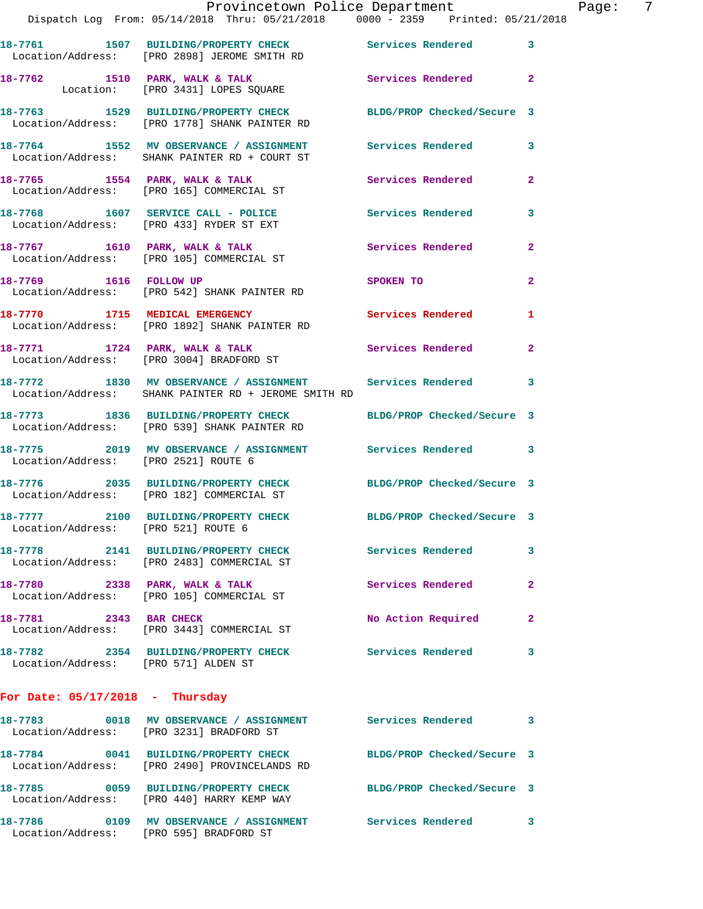18-7761 1507 BUILDING/PROPERTY CHECK Services Rendered 3
Location/Address: [PRO 2898] JEROME SMITH RD

18-7762 1510 PARK, WALK & TALK Services Rendered 2
Location: [PRO 3431] LOPES SQUARE

18-7763 1529 BUILDING/PROPERTY CHECK BLDG/PROP Checked/Secure 3
Location/Address: [PRO 1778] SHANK PAINTER RD

18-7764 1552 MV OBSERVANCE / ASSIGNMENT Services Rendered 3
Location/Address: SHANK PAINTER RD + COURT ST

18-7765 1554 PARK, WALK & TALK Services Rendered 2
Location/Address: [PRO 165] COMMERCIAL ST

18-7768 1607 SERVICE CALL - POLICE Services Rendered 3
Location/Address: [PRO 433] RYDER ST EXT

18-7767 1610 PARK, WALK & TALK Services Rendered 2
Location/Address: [PRO 105] COMMERCIAL ST

18-7769 1616 FOLLOW UP SPOKEN TO 2
Location/Address: [PRO 542] SHANK PAINTER RD

18-7770 1715 MEDICAL EMERGENCY Services Rendered 1
Location/Address: [PRO 1892] SHANK PAINTER RD

18-7771 1724 PARK, WALK & TALK Services Rendered 2
Location/Address: [PRO 3004] BRADFORD ST

18-7772 1830 MV OBSERVANCE / ASSIGNMENT Services Rendered 3
Location/Address: SHANK PAINTER RD + JEROME SMITH RD

18-7773 1836 BUILDING/PROPERTY CHECK BLDG/PROP Checked/Secure 3
Location/Address: [PRO 539] SHANK PAINTER RD

18-7775 2019 MV OBSERVANCE / ASSIGNMENT Services Rendered 3
Location/Address: [PRO 2521] ROUTE 6

18-7776 2035 BUILDING/PROPERTY CHECK BLDG/PROP Checked/Secure 3
Location/Address: [PRO 182] COMMERCIAL ST

18-7777 2100 BUILDING/PROPERTY CHECK BLDG/PROP Checked/Secure 3
Location/Address: [PRO 521] ROUTE 6

18-7778 2141 BUILDING/PROPERTY CHECK Services Rendered 3
Location/Address: [PRO 2483] COMMERCIAL ST

18-7780 2338 PARK, WALK & TALK Services Rendered 2
Location/Address: [PRO 105] COMMERCIAL ST

18-7781 2343 BAR CHECK No Action Required 2
Location/Address: [PRO 3443] COMMERCIAL ST

18-7782 2354 BUILDING/PROPERTY CHECK Services Rendered 3
Location/Address: [PRO 571] ALDEN ST

**For Date: 05/17/2018 - Thursday**

18-7783 0018 MV OBSERVANCE / ASSIGNMENT Services Rendered 3
Location/Address: [PRO 3231] BRADFORD ST

18-7784 0041 BUILDING/PROPERTY CHECK BLDG/PROP Checked/Secure 3
Location/Address: [PRO 2490] PROVINCELANDS RD

18-7785 0059 BUILDING/PROPERTY CHECK BLDG/PROP Checked/Secure 3
Location/Address: [PRO 440] HARRY KEMP WAY

18-7786 0109 MV OBSERVANCE / ASSIGNMENT Services Rendered 3
Location/Address: [PRO 595] BRADFORD ST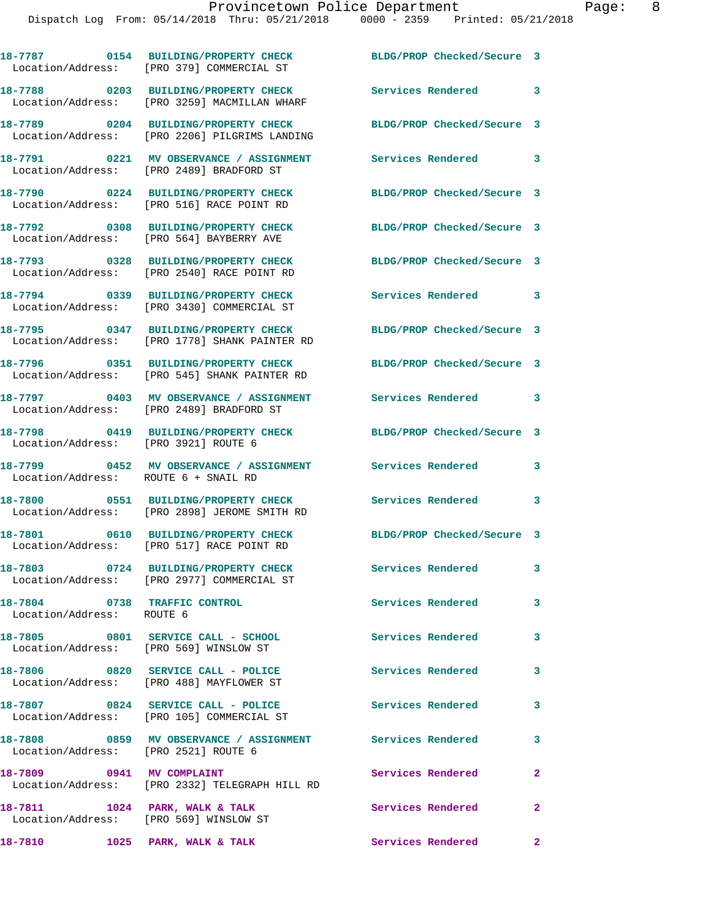18-7787 0154 BUILDING/PROPERTY CHECK BLDG/PROP Checked/Secure 3
Location/Address: [PRO 379] COMMERCIAL ST

18-7788 0203 BUILDING/PROPERTY CHECK Services Rendered 3
Location/Address: [PRO 3259] MACMILLAN WHARF

18-7789 0204 BUILDING/PROPERTY CHECK BLDG/PROP Checked/Secure 3
Location/Address: [PRO 2206] PILGRIMS LANDING

18-7791 0221 MV OBSERVANCE / ASSIGNMENT Services Rendered 3
Location/Address: [PRO 2489] BRADFORD ST

18-7790 0224 BUILDING/PROPERTY CHECK BLDG/PROP Checked/Secure 3
Location/Address: [PRO 516] RACE POINT RD

18-7792 0308 BUILDING/PROPERTY CHECK BLDG/PROP Checked/Secure 3
Location/Address: [PRO 564] BAYBERRY AVE

18-7793 0328 BUILDING/PROPERTY CHECK BLDG/PROP Checked/Secure 3
Location/Address: [PRO 2540] RACE POINT RD

18-7794 0339 BUILDING/PROPERTY CHECK Services Rendered 3
Location/Address: [PRO 3430] COMMERCIAL ST

18-7795 0347 BUILDING/PROPERTY CHECK BLDG/PROP Checked/Secure 3
Location/Address: [PRO 1778] SHANK PAINTER RD

18-7796 0351 BUILDING/PROPERTY CHECK BLDG/PROP Checked/Secure 3
Location/Address: [PRO 545] SHANK PAINTER RD

18-7797 0403 MV OBSERVANCE / ASSIGNMENT Services Rendered 3
Location/Address: [PRO 2489] BRADFORD ST

18-7798 0419 BUILDING/PROPERTY CHECK BLDG/PROP Checked/Secure 3
Location/Address: [PRO 3921] ROUTE 6

18-7799 0452 MV OBSERVANCE / ASSIGNMENT Services Rendered 3
Location/Address: ROUTE 6 + SNAIL RD

18-7800 0551 BUILDING/PROPERTY CHECK Services Rendered 3
Location/Address: [PRO 2898] JEROME SMITH RD

18-7801 0610 BUILDING/PROPERTY CHECK BLDG/PROP Checked/Secure 3
Location/Address: [PRO 517] RACE POINT RD

18-7803 0724 BUILDING/PROPERTY CHECK Services Rendered 3
Location/Address: [PRO 2977] COMMERCIAL ST

18-7804 0738 TRAFFIC CONTROL Services Rendered 3
Location/Address: ROUTE 6

18-7805 0801 SERVICE CALL - SCHOOL Services Rendered 3
Location/Address: [PRO 569] WINSLOW ST

18-7806 0820 SERVICE CALL - POLICE Services Rendered 3
Location/Address: [PRO 488] MAYFLOWER ST

18-7807 0824 SERVICE CALL - POLICE Services Rendered 3
Location/Address: [PRO 105] COMMERCIAL ST

18-7808 0859 MV OBSERVANCE / ASSIGNMENT Services Rendered 3
Location/Address: [PRO 2521] ROUTE 6

18-7809 0941 MV COMPLAINT Services Rendered 2
Location/Address: [PRO 2332] TELEGRAPH HILL RD

18-7811 1024 PARK, WALK & TALK Services Rendered 2
Location/Address: [PRO 569] WINSLOW ST

18-7810 1025 PARK, WALK & TALK Services Rendered 2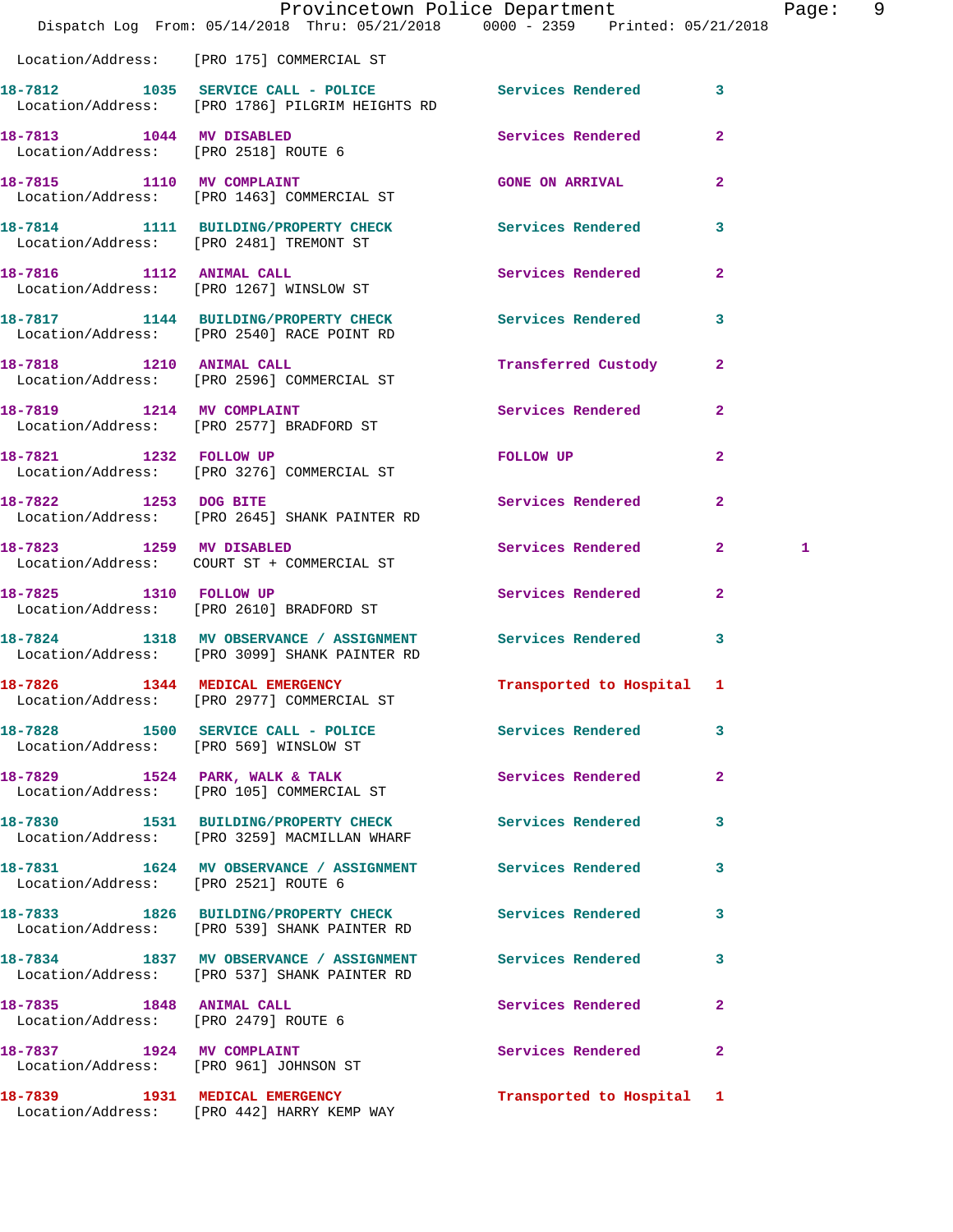Location/Address: [PRO 175] COMMERCIAL ST

**18-7812** 1035 **SERVICE CALL - POLICE** Services Rendered 3
Location/Address: [PRO 1786] PILGRIM HEIGHTS RD

**18-7813** 1044 **MV DISABLED** Services Rendered 2
Location/Address: [PRO 2518] ROUTE 6

**18-7815** 1110 **MV COMPLAINT** GONE ON ARRIVAL 2
Location/Address: [PRO 1463] COMMERCIAL ST

**18-7814** 1111 **BUILDING/PROPERTY CHECK** Services Rendered 3
Location/Address: [PRO 2481] TREMONT ST

**18-7816** 1112 **ANIMAL CALL** Services Rendered 2
Location/Address: [PRO 1267] WINSLOW ST

**18-7817** 1144 **BUILDING/PROPERTY CHECK** Services Rendered 3
Location/Address: [PRO 2540] RACE POINT RD

**18-7818** 1210 **ANIMAL CALL** Transferred Custody 2
Location/Address: [PRO 2596] COMMERCIAL ST

**18-7819** 1214 **MV COMPLAINT** Services Rendered 2
Location/Address: [PRO 2577] BRADFORD ST

**18-7821** 1232 **FOLLOW UP** FOLLOW UP 2
Location/Address: [PRO 3276] COMMERCIAL ST

**18-7822** 1253 **DOG BITE** Services Rendered 2
Location/Address: [PRO 2645] SHANK PAINTER RD

**18-7823** 1259 **MV DISABLED** Services Rendered 2 1
Location/Address: COURT ST + COMMERCIAL ST

**18-7825** 1310 **FOLLOW UP** Services Rendered 2
Location/Address: [PRO 2610] BRADFORD ST

**18-7824** 1318 **MV OBSERVANCE / ASSIGNMENT** Services Rendered 3
Location/Address: [PRO 3099] SHANK PAINTER RD

**18-7826** 1344 **MEDICAL EMERGENCY** Transported to Hospital 1
Location/Address: [PRO 2977] COMMERCIAL ST

**18-7828** 1500 **SERVICE CALL - POLICE** Services Rendered 3
Location/Address: [PRO 569] WINSLOW ST

**18-7829** 1524 **PARK, WALK & TALK** Services Rendered 2
Location/Address: [PRO 105] COMMERCIAL ST

**18-7830** 1531 **BUILDING/PROPERTY CHECK** Services Rendered 3
Location/Address: [PRO 3259] MACMILLAN WHARF

**18-7831** 1624 **MV OBSERVANCE / ASSIGNMENT** Services Rendered 3
Location/Address: [PRO 2521] ROUTE 6

**18-7833** 1826 **BUILDING/PROPERTY CHECK** Services Rendered 3
Location/Address: [PRO 539] SHANK PAINTER RD

**18-7834** 1837 **MV OBSERVANCE / ASSIGNMENT** Services Rendered 3
Location/Address: [PRO 537] SHANK PAINTER RD

**18-7835** 1848 **ANIMAL CALL** Services Rendered 2
Location/Address: [PRO 2479] ROUTE 6

**18-7837** 1924 **MV COMPLAINT** Services Rendered 2
Location/Address: [PRO 961] JOHNSON ST

**18-7839** 1931 **MEDICAL EMERGENCY** Transported to Hospital 1
Location/Address: [PRO 442] HARRY KEMP WAY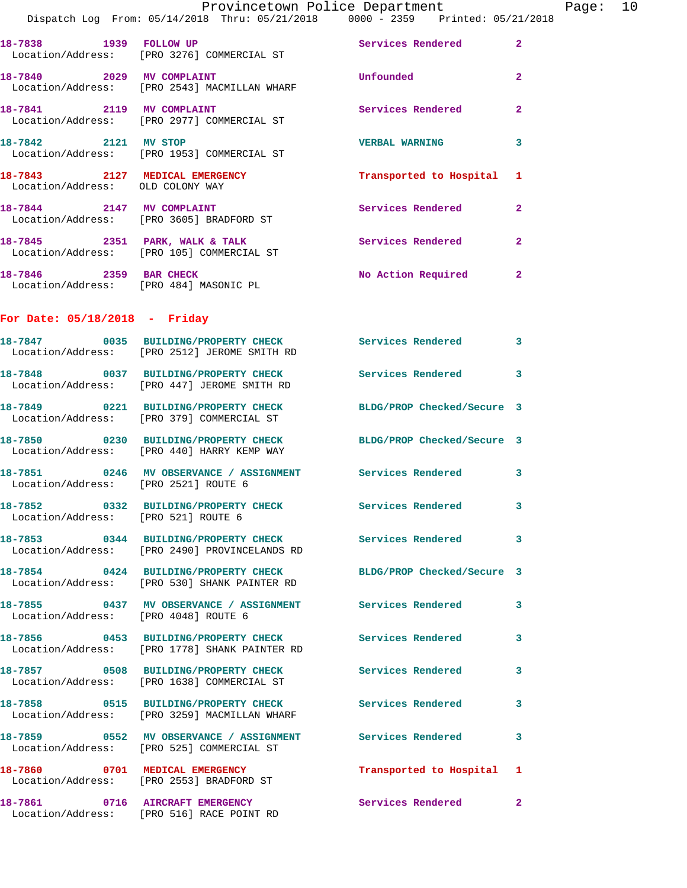18-7838 1939 FOLLOW UP Services Rendered 2
Location/Address: [PRO 3276] COMMERCIAL ST

18-7840 2029 MV COMPLAINT Unfounded 2
Location/Address: [PRO 2543] MACMILLAN WHARF

18-7841 2119 MV COMPLAINT Services Rendered 2
Location/Address: [PRO 2977] COMMERCIAL ST

18-7842 2121 MV STOP VERBAL WARNING 3
Location/Address: [PRO 1953] COMMERCIAL ST

18-7843 2127 MEDICAL EMERGENCY Transported to Hospital 1
Location/Address: OLD COLONY WAY

18-7844 2147 MV COMPLAINT Services Rendered 2
Location/Address: [PRO 3605] BRADFORD ST

18-7845 2351 PARK, WALK & TALK Services Rendered 2
Location/Address: [PRO 105] COMMERCIAL ST

18-7846 2359 BAR CHECK No Action Required 2
Location/Address: [PRO 484] MASONIC PL

## For Date: 05/18/2018 - Friday

18-7847 0035 BUILDING/PROPERTY CHECK Services Rendered 3
Location/Address: [PRO 2512] JEROME SMITH RD

18-7848 0037 BUILDING/PROPERTY CHECK Services Rendered 3
Location/Address: [PRO 447] JEROME SMITH RD

18-7849 0221 BUILDING/PROPERTY CHECK BLDG/PROP Checked/Secure 3
Location/Address: [PRO 379] COMMERCIAL ST

18-7850 0230 BUILDING/PROPERTY CHECK BLDG/PROP Checked/Secure 3
Location/Address: [PRO 440] HARRY KEMP WAY

18-7851 0246 MV OBSERVANCE / ASSIGNMENT Services Rendered 3
Location/Address: [PRO 2521] ROUTE 6

18-7852 0332 BUILDING/PROPERTY CHECK Services Rendered 3
Location/Address: [PRO 521] ROUTE 6

18-7853 0344 BUILDING/PROPERTY CHECK Services Rendered 3
Location/Address: [PRO 2490] PROVINCELANDS RD

18-7854 0424 BUILDING/PROPERTY CHECK BLDG/PROP Checked/Secure 3
Location/Address: [PRO 530] SHANK PAINTER RD

18-7855 0437 MV OBSERVANCE / ASSIGNMENT Services Rendered 3
Location/Address: [PRO 4048] ROUTE 6

18-7856 0453 BUILDING/PROPERTY CHECK Services Rendered 3
Location/Address: [PRO 1778] SHANK PAINTER RD

18-7857 0508 BUILDING/PROPERTY CHECK Services Rendered 3
Location/Address: [PRO 1638] COMMERCIAL ST

18-7858 0515 BUILDING/PROPERTY CHECK Services Rendered 3
Location/Address: [PRO 3259] MACMILLAN WHARF

18-7859 0552 MV OBSERVANCE / ASSIGNMENT Services Rendered 3
Location/Address: [PRO 525] COMMERCIAL ST

18-7860 0701 MEDICAL EMERGENCY Transported to Hospital 1
Location/Address: [PRO 2553] BRADFORD ST

18-7861 0716 AIRCRAFT EMERGENCY Services Rendered 2
Location/Address: [PRO 516] RACE POINT RD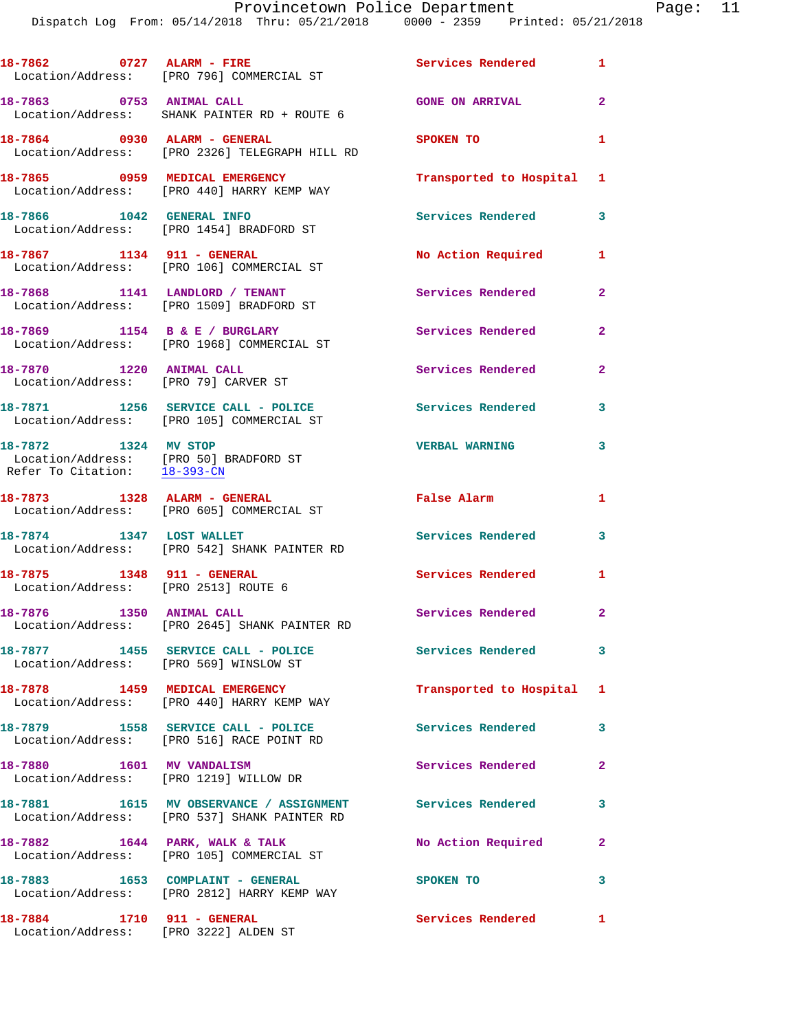18-7862 0727 ALARM - FIRE Services Rendered 1
Location/Address: [PRO 796] COMMERCIAL ST

18-7863 0753 ANIMAL CALL GONE ON ARRIVAL 2
Location/Address: SHANK PAINTER RD + ROUTE 6

18-7864 0930 ALARM - GENERAL SPOKEN TO 1
Location/Address: [PRO 2326] TELEGRAPH HILL RD

18-7865 0959 MEDICAL EMERGENCY Transported to Hospital 1
Location/Address: [PRO 440] HARRY KEMP WAY

18-7866 1042 GENERAL INFO Services Rendered 3
Location/Address: [PRO 1454] BRADFORD ST

18-7867 1134 911 - GENERAL No Action Required 1
Location/Address: [PRO 106] COMMERCIAL ST

18-7868 1141 LANDLORD / TENANT Services Rendered 2
Location/Address: [PRO 1509] BRADFORD ST

18-7869 1154 B & E / BURGLARY Services Rendered 2
Location/Address: [PRO 1968] COMMERCIAL ST

18-7870 1220 ANIMAL CALL Services Rendered 2
Location/Address: [PRO 79] CARVER ST

18-7871 1256 SERVICE CALL - POLICE Services Rendered 3
Location/Address: [PRO 105] COMMERCIAL ST

18-7872 1324 MV STOP VERBAL WARNING 3
Location/Address: [PRO 50] BRADFORD ST
Refer To Citation: 18-393-CN

18-7873 1328 ALARM - GENERAL False Alarm 1
Location/Address: [PRO 605] COMMERCIAL ST

18-7874 1347 LOST WALLET Services Rendered 3
Location/Address: [PRO 542] SHANK PAINTER RD

18-7875 1348 911 - GENERAL Services Rendered 1
Location/Address: [PRO 2513] ROUTE 6

18-7876 1350 ANIMAL CALL Services Rendered 2
Location/Address: [PRO 2645] SHANK PAINTER RD

18-7877 1455 SERVICE CALL - POLICE Services Rendered 3
Location/Address: [PRO 569] WINSLOW ST

18-7878 1459 MEDICAL EMERGENCY Transported to Hospital 1
Location/Address: [PRO 440] HARRY KEMP WAY

18-7879 1558 SERVICE CALL - POLICE Services Rendered 3
Location/Address: [PRO 516] RACE POINT RD

18-7880 1601 MV VANDALISM Services Rendered 2
Location/Address: [PRO 1219] WILLOW DR

18-7881 1615 MV OBSERVANCE / ASSIGNMENT Services Rendered 3
Location/Address: [PRO 537] SHANK PAINTER RD

18-7882 1644 PARK, WALK & TALK No Action Required 2
Location/Address: [PRO 105] COMMERCIAL ST

18-7883 1653 COMPLAINT - GENERAL SPOKEN TO 3
Location/Address: [PRO 2812] HARRY KEMP WAY

18-7884 1710 911 - GENERAL Services Rendered 1
Location/Address: [PRO 3222] ALDEN ST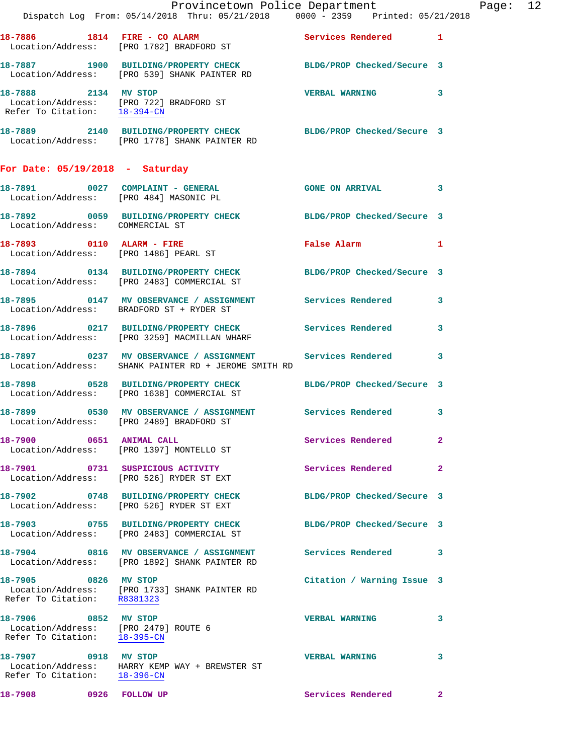18-7886 1814 FIRE - CO ALARM Services Rendered 1
Location/Address: [PRO 1782] BRADFORD ST

18-7887 1900 BUILDING/PROPERTY CHECK BLDG/PROP Checked/Secure 3
Location/Address: [PRO 539] SHANK PAINTER RD

18-7888 2134 MV STOP VERBAL WARNING 3
Location/Address: [PRO 722] BRADFORD ST
Refer To Citation: 18-394-CN

18-7889 2140 BUILDING/PROPERTY CHECK BLDG/PROP Checked/Secure 3
Location/Address: [PRO 1778] SHANK PAINTER RD

## For Date: 05/19/2018 - Saturday

18-7891 0027 COMPLAINT - GENERAL GONE ON ARRIVAL 3
Location/Address: [PRO 484] MASONIC PL

18-7892 0059 BUILDING/PROPERTY CHECK BLDG/PROP Checked/Secure 3
Location/Address: COMMERCIAL ST

18-7893 0110 ALARM - FIRE False Alarm 1
Location/Address: [PRO 1486] PEARL ST

18-7894 0134 BUILDING/PROPERTY CHECK BLDG/PROP Checked/Secure 3
Location/Address: [PRO 2483] COMMERCIAL ST

18-7895 0147 MV OBSERVANCE / ASSIGNMENT Services Rendered 3
Location/Address: BRADFORD ST + RYDER ST

18-7896 0217 BUILDING/PROPERTY CHECK Services Rendered 3
Location/Address: [PRO 3259] MACMILLAN WHARF

18-7897 0237 MV OBSERVANCE / ASSIGNMENT Services Rendered 3
Location/Address: SHANK PAINTER RD + JEROME SMITH RD

18-7898 0528 BUILDING/PROPERTY CHECK BLDG/PROP Checked/Secure 3
Location/Address: [PRO 1638] COMMERCIAL ST

18-7899 0530 MV OBSERVANCE / ASSIGNMENT Services Rendered 3
Location/Address: [PRO 2489] BRADFORD ST

18-7900 0651 ANIMAL CALL Services Rendered 2
Location/Address: [PRO 1397] MONTELLO ST

18-7901 0731 SUSPICIOUS ACTIVITY Services Rendered 2
Location/Address: [PRO 526] RYDER ST EXT

18-7902 0748 BUILDING/PROPERTY CHECK BLDG/PROP Checked/Secure 3
Location/Address: [PRO 526] RYDER ST EXT

18-7903 0755 BUILDING/PROPERTY CHECK BLDG/PROP Checked/Secure 3
Location/Address: [PRO 2483] COMMERCIAL ST

18-7904 0816 MV OBSERVANCE / ASSIGNMENT Services Rendered 3
Location/Address: [PRO 1892] SHANK PAINTER RD

18-7905 0826 MV STOP Citation / Warning Issue 3
Location/Address: [PRO 1733] SHANK PAINTER RD
Refer To Citation: R8381323

18-7906 0852 MV STOP VERBAL WARNING 3
Location/Address: [PRO 2479] ROUTE 6
Refer To Citation: 18-395-CN

18-7907 0918 MV STOP VERBAL WARNING 3
Location/Address: HARRY KEMP WAY + BREWSTER ST
Refer To Citation: 18-396-CN

18-7908 0926 FOLLOW UP Services Rendered 2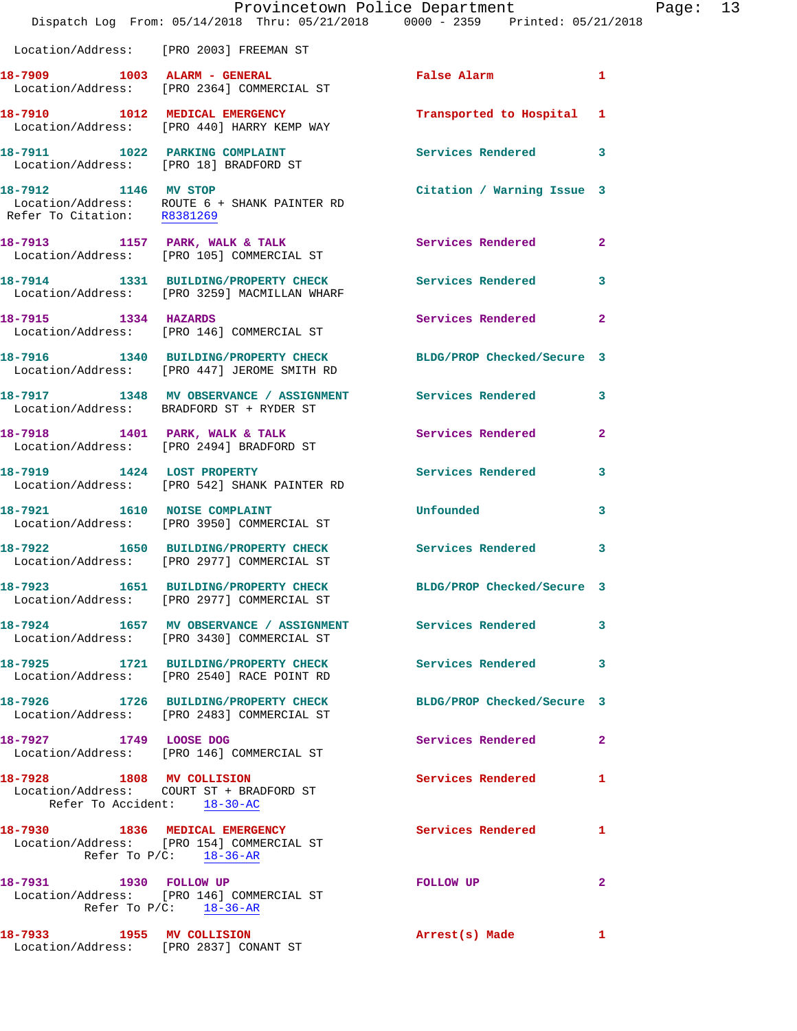Location/Address: [PRO 2003] FREEMAN ST

**18-7909** 1003 **ALARM - GENERAL** False Alarm 1
Location/Address: [PRO 2364] COMMERCIAL ST

**18-7910** 1012 **MEDICAL EMERGENCY** Transported to Hospital 1
Location/Address: [PRO 440] HARRY KEMP WAY

**18-7911** 1022 **PARKING COMPLAINT** Services Rendered 3
Location/Address: [PRO 18] BRADFORD ST

**18-7912** 1146 **MV STOP** Citation / Warning Issue 3
Location/Address: ROUTE 6 + SHANK PAINTER RD
Refer To Citation: R8381269

**18-7913** 1157 **PARK, WALK & TALK** Services Rendered 2
Location/Address: [PRO 105] COMMERCIAL ST

**18-7914** 1331 **BUILDING/PROPERTY CHECK** Services Rendered 3
Location/Address: [PRO 3259] MACMILLAN WHARF

**18-7915** 1334 **HAZARDS** Services Rendered 2
Location/Address: [PRO 146] COMMERCIAL ST

**18-7916** 1340 **BUILDING/PROPERTY CHECK** BLDG/PROP Checked/Secure 3
Location/Address: [PRO 447] JEROME SMITH RD

**18-7917** 1348 **MV OBSERVANCE / ASSIGNMENT** Services Rendered 3
Location/Address: BRADFORD ST + RYDER ST

**18-7918** 1401 **PARK, WALK & TALK** Services Rendered 2
Location/Address: [PRO 2494] BRADFORD ST

**18-7919** 1424 **LOST PROPERTY** Services Rendered 3
Location/Address: [PRO 542] SHANK PAINTER RD

**18-7921** 1610 **NOISE COMPLAINT** Unfounded 3
Location/Address: [PRO 3950] COMMERCIAL ST

**18-7922** 1650 **BUILDING/PROPERTY CHECK** Services Rendered 3
Location/Address: [PRO 2977] COMMERCIAL ST

**18-7923** 1651 **BUILDING/PROPERTY CHECK** BLDG/PROP Checked/Secure 3
Location/Address: [PRO 2977] COMMERCIAL ST

**18-7924** 1657 **MV OBSERVANCE / ASSIGNMENT** Services Rendered 3
Location/Address: [PRO 3430] COMMERCIAL ST

**18-7925** 1721 **BUILDING/PROPERTY CHECK** Services Rendered 3
Location/Address: [PRO 2540] RACE POINT RD

**18-7926** 1726 **BUILDING/PROPERTY CHECK** BLDG/PROP Checked/Secure 3
Location/Address: [PRO 2483] COMMERCIAL ST

**18-7927** 1749 **LOOSE DOG** Services Rendered 2
Location/Address: [PRO 146] COMMERCIAL ST

**18-7928** 1808 **MV COLLISION** Services Rendered 1
Location/Address: COURT ST + BRADFORD ST
Refer To Accident: 18-30-AC

**18-7930** 1836 **MEDICAL EMERGENCY** Services Rendered 1
Location/Address: [PRO 154] COMMERCIAL ST
Refer To P/C: 18-36-AR

**18-7931** 1930 **FOLLOW UP** FOLLOW UP 2
Location/Address: [PRO 146] COMMERCIAL ST
Refer To P/C: 18-36-AR

**18-7933** 1955 **MV COLLISION** Arrest(s) Made 1
Location/Address: [PRO 2837] CONANT ST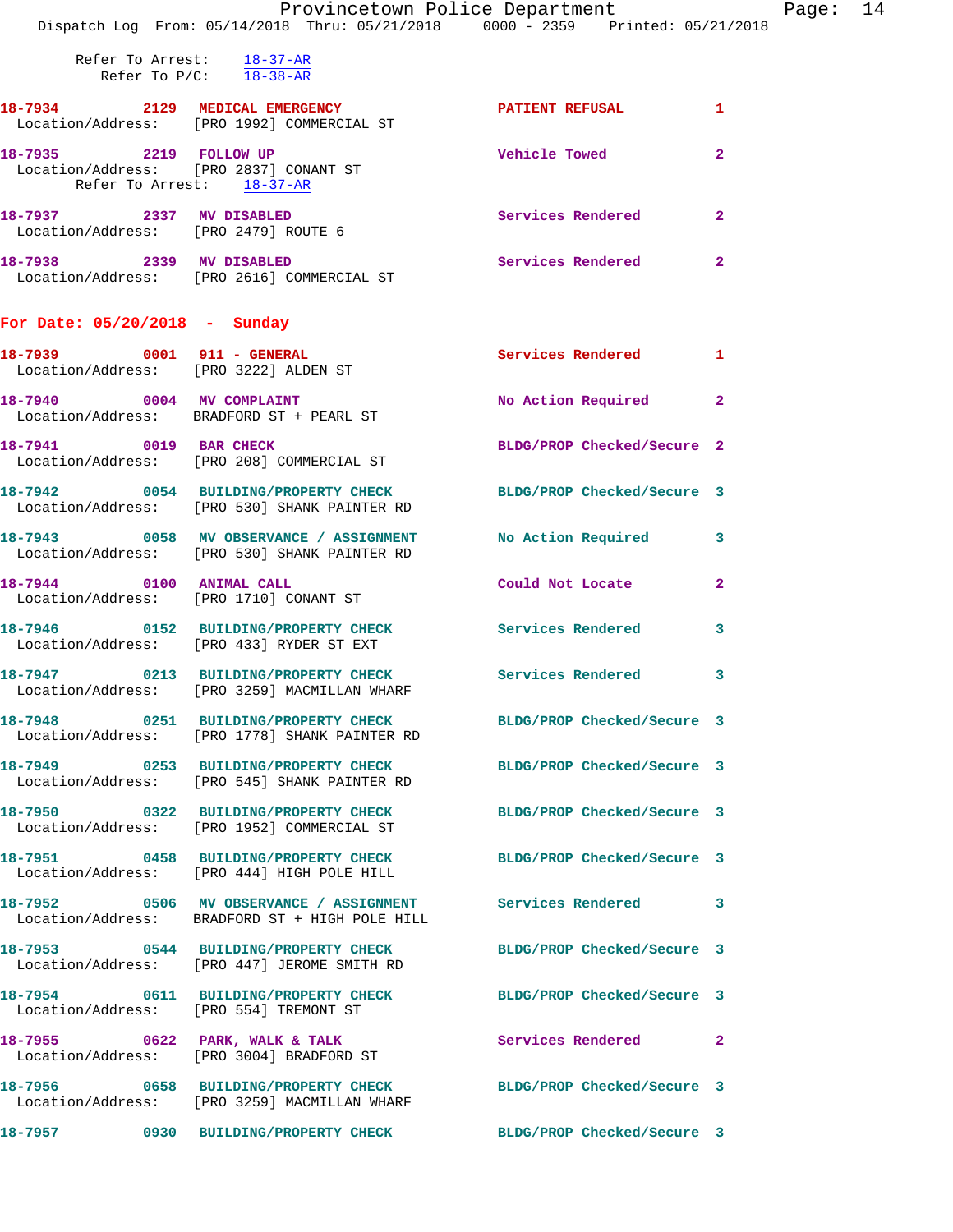Refer To Arrest: 18-37-AR
Refer To P/C: 18-38-AR

**18-7934** 2129 **MEDICAL EMERGENCY** PATIENT REFUSAL 1
Location/Address: [PRO 1992] COMMERCIAL ST

**18-7935** 2219 **FOLLOW UP** Vehicle Towed 2
Location/Address: [PRO 2837] CONANT ST
Refer To Arrest: 18-37-AR

**18-7937** 2337 **MV DISABLED** Services Rendered 2
Location/Address: [PRO 2479] ROUTE 6

**18-7938** 2339 **MV DISABLED** Services Rendered 2
Location/Address: [PRO 2616] COMMERCIAL ST

## For Date: 05/20/2018 - Sunday

**18-7939** 0001 **911 - GENERAL** Services Rendered 1
Location/Address: [PRO 3222] ALDEN ST

**18-7940** 0004 **MV COMPLAINT** No Action Required 2
Location/Address: BRADFORD ST + PEARL ST

**18-7941** 0019 **BAR CHECK** BLDG/PROP Checked/Secure 2
Location/Address: [PRO 208] COMMERCIAL ST

**18-7942** 0054 **BUILDING/PROPERTY CHECK** BLDG/PROP Checked/Secure 3
Location/Address: [PRO 530] SHANK PAINTER RD

**18-7943** 0058 **MV OBSERVANCE / ASSIGNMENT** No Action Required 3
Location/Address: [PRO 530] SHANK PAINTER RD

**18-7944** 0100 **ANIMAL CALL** Could Not Locate 2
Location/Address: [PRO 1710] CONANT ST

**18-7946** 0152 **BUILDING/PROPERTY CHECK** Services Rendered 3
Location/Address: [PRO 433] RYDER ST EXT

**18-7947** 0213 **BUILDING/PROPERTY CHECK** Services Rendered 3
Location/Address: [PRO 3259] MACMILLAN WHARF

**18-7948** 0251 **BUILDING/PROPERTY CHECK** BLDG/PROP Checked/Secure 3
Location/Address: [PRO 1778] SHANK PAINTER RD

**18-7949** 0253 **BUILDING/PROPERTY CHECK** BLDG/PROP Checked/Secure 3
Location/Address: [PRO 545] SHANK PAINTER RD

**18-7950** 0322 **BUILDING/PROPERTY CHECK** BLDG/PROP Checked/Secure 3
Location/Address: [PRO 1952] COMMERCIAL ST

**18-7951** 0458 **BUILDING/PROPERTY CHECK** BLDG/PROP Checked/Secure 3
Location/Address: [PRO 444] HIGH POLE HILL

**18-7952** 0506 **MV OBSERVANCE / ASSIGNMENT** Services Rendered 3
Location/Address: BRADFORD ST + HIGH POLE HILL

**18-7953** 0544 **BUILDING/PROPERTY CHECK** BLDG/PROP Checked/Secure 3
Location/Address: [PRO 447] JEROME SMITH RD

**18-7954** 0611 **BUILDING/PROPERTY CHECK** BLDG/PROP Checked/Secure 3
Location/Address: [PRO 554] TREMONT ST

**18-7955** 0622 **PARK, WALK & TALK** Services Rendered 2
Location/Address: [PRO 3004] BRADFORD ST

**18-7956** 0658 **BUILDING/PROPERTY CHECK** BLDG/PROP Checked/Secure 3
Location/Address: [PRO 3259] MACMILLAN WHARF

**18-7957** 0930 **BUILDING/PROPERTY CHECK** BLDG/PROP Checked/Secure 3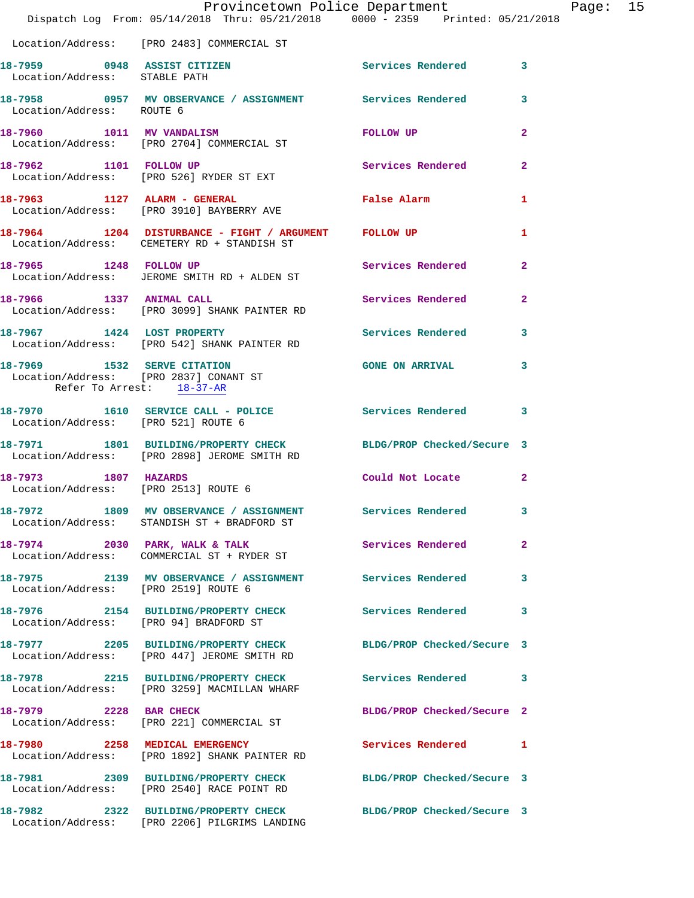Location/Address: [PRO 2483] COMMERCIAL ST

**18-7959** 0948 **ASSIST CITIZEN** Services Rendered 3
Location/Address: STABLE PATH

**18-7958** 0957 **MV OBSERVANCE / ASSIGNMENT** Services Rendered 3
Location/Address: ROUTE 6

**18-7960** 1011 **MV VANDALISM** FOLLOW UP 2
Location/Address: [PRO 2704] COMMERCIAL ST

**18-7962** 1101 **FOLLOW UP** Services Rendered 2
Location/Address: [PRO 526] RYDER ST EXT

**18-7963** 1127 **ALARM - GENERAL** False Alarm 1
Location/Address: [PRO 3910] BAYBERRY AVE

**18-7964** 1204 **DISTURBANCE - FIGHT / ARGUMENT** FOLLOW UP 1
Location/Address: CEMETERY RD + STANDISH ST

**18-7965** 1248 **FOLLOW UP** Services Rendered 2
Location/Address: JEROME SMITH RD + ALDEN ST

**18-7966** 1337 **ANIMAL CALL** Services Rendered 2
Location/Address: [PRO 3099] SHANK PAINTER RD

**18-7967** 1424 **LOST PROPERTY** Services Rendered 3
Location/Address: [PRO 542] SHANK PAINTER RD

**18-7969** 1532 **SERVE CITATION** GONE ON ARRIVAL 3
Location/Address: [PRO 2837] CONANT ST
Refer To Arrest: 18-37-AR

**18-7970** 1610 **SERVICE CALL - POLICE** Services Rendered 3
Location/Address: [PRO 521] ROUTE 6

**18-7971** 1801 **BUILDING/PROPERTY CHECK** BLDG/PROP Checked/Secure 3
Location/Address: [PRO 2898] JEROME SMITH RD

**18-7973** 1807 **HAZARDS** Could Not Locate 2
Location/Address: [PRO 2513] ROUTE 6

**18-7972** 1809 **MV OBSERVANCE / ASSIGNMENT** Services Rendered 3
Location/Address: STANDISH ST + BRADFORD ST

**18-7974** 2030 **PARK, WALK & TALK** Services Rendered 2
Location/Address: COMMERCIAL ST + RYDER ST

**18-7975** 2139 **MV OBSERVANCE / ASSIGNMENT** Services Rendered 3
Location/Address: [PRO 2519] ROUTE 6

**18-7976** 2154 **BUILDING/PROPERTY CHECK** Services Rendered 3
Location/Address: [PRO 94] BRADFORD ST

**18-7977** 2205 **BUILDING/PROPERTY CHECK** BLDG/PROP Checked/Secure 3
Location/Address: [PRO 447] JEROME SMITH RD

**18-7978** 2215 **BUILDING/PROPERTY CHECK** Services Rendered 3
Location/Address: [PRO 3259] MACMILLAN WHARF

**18-7979** 2228 **BAR CHECK** BLDG/PROP Checked/Secure 2
Location/Address: [PRO 221] COMMERCIAL ST

**18-7980** 2258 **MEDICAL EMERGENCY** Services Rendered 1
Location/Address: [PRO 1892] SHANK PAINTER RD

**18-7981** 2309 **BUILDING/PROPERTY CHECK** BLDG/PROP Checked/Secure 3
Location/Address: [PRO 2540] RACE POINT RD

**18-7982** 2322 **BUILDING/PROPERTY CHECK** BLDG/PROP Checked/Secure 3
Location/Address: [PRO 2206] PILGRIMS LANDING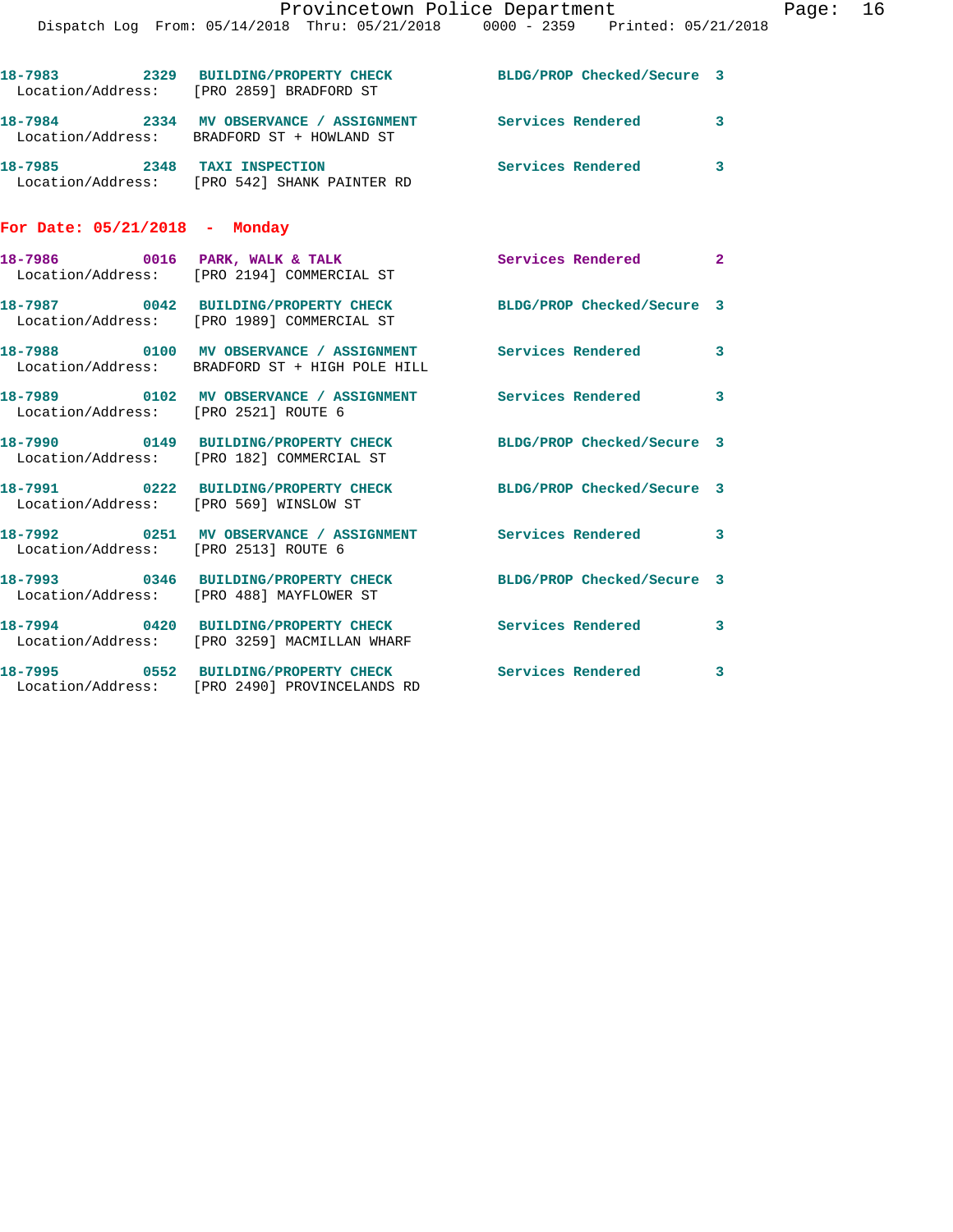18-7983 2329 BUILDING/PROPERTY CHECK BLDG/PROP Checked/Secure 3
Location/Address: [PRO 2859] BRADFORD ST

18-7984 2334 MV OBSERVANCE / ASSIGNMENT Services Rendered 3
Location/Address: BRADFORD ST + HOWLAND ST

18-7985 2348 TAXI INSPECTION Services Rendered 3
Location/Address: [PRO 542] SHANK PAINTER RD

## For Date: 05/21/2018 - Monday

18-7986 0016 PARK, WALK & TALK Services Rendered 2
Location/Address: [PRO 2194] COMMERCIAL ST

18-7987 0042 BUILDING/PROPERTY CHECK BLDG/PROP Checked/Secure 3
Location/Address: [PRO 1989] COMMERCIAL ST

18-7988 0100 MV OBSERVANCE / ASSIGNMENT Services Rendered 3
Location/Address: BRADFORD ST + HIGH POLE HILL

18-7989 0102 MV OBSERVANCE / ASSIGNMENT Services Rendered 3
Location/Address: [PRO 2521] ROUTE 6

18-7990 0149 BUILDING/PROPERTY CHECK BLDG/PROP Checked/Secure 3
Location/Address: [PRO 182] COMMERCIAL ST

18-7991 0222 BUILDING/PROPERTY CHECK BLDG/PROP Checked/Secure 3
Location/Address: [PRO 569] WINSLOW ST

18-7992 0251 MV OBSERVANCE / ASSIGNMENT Services Rendered 3
Location/Address: [PRO 2513] ROUTE 6

18-7993 0346 BUILDING/PROPERTY CHECK BLDG/PROP Checked/Secure 3
Location/Address: [PRO 488] MAYFLOWER ST

18-7994 0420 BUILDING/PROPERTY CHECK Services Rendered 3
Location/Address: [PRO 3259] MACMILLAN WHARF

18-7995 0552 BUILDING/PROPERTY CHECK Services Rendered 3
Location/Address: [PRO 2490] PROVINCELANDS RD